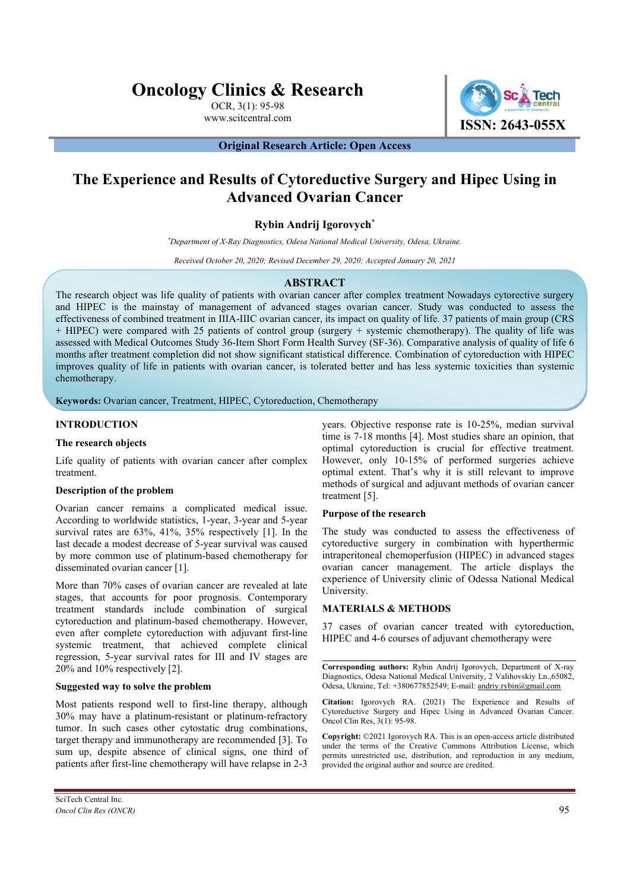Original Research Article: Open Access

# The Experience and Results of Cytoreductive Surgery and Hipec Using in Advanced Ovarian Cancer

**Rybin Andrij Igorovych***

*Department of X-Ray Diagnostics, Odesa National Medical University, Odesa, Ukraine.*

*Received October 20, 2020; Revised December 29, 2020; Accepted January 20, 2021*

## ABSTRACT

The research object was life quality of patients with ovarian cancer after complex treatment Nowadays cytorective surgery and HIPEC is the mainstay of management of advanced stages ovarian cancer. Study was conducted to assess the effectiveness of combined treatment in IIIA-IIIC ovarian cancer, its impact on quality of life. 37 patients of main group (CRS + HIPEC) were compared with 25 patients of control group (surgery + systemic chemotherapy). The quality of life was assessed with Medical Outcomes Study 36-Item Short Form Health Survey (SF-36). Comparative analysis of quality of life 6 months after treatment completion did not show significant statistical difference. Combination of cytoreduction with HIPEC improves quality of life in patients with ovarian cancer, is tolerated better and has less systemic toxicities than systemic chemotherapy.

**Keywords:** Ovarian cancer, Treatment, HIPEC, Cytoreduction, Chemotherapy

## INTRODUCTION

### The research objects

Life quality of patients with ovarian cancer after complex treatment.

### Description of the problem

Ovarian cancer remains a complicated medical issue. According to worldwide statistics, 1-year, 3-year and 5-year survival rates are 63%, 41%, 35% respectively [1]. In the last decade a modest decrease of 5-year survival was caused by more common use of platinum-based chemotherapy for disseminated ovarian cancer [1].

More than 70% cases of ovarian cancer are revealed at late stages, that accounts for poor prognosis. Contemporary treatment standards include combination of surgical cytoreduction and platinum-based chemotherapy. However, even after complete cytoreduction with adjuvant first-line systemic treatment, that achieved complete clinical regression, 5-year survival rates for III and IV stages are 20% and 10% respectively [2].

### Suggested way to solve the problem

Most patients respond well to first-line therapy, although 30% may have a platinum-resistant or platinum-refractory tumor. In such cases other cytostatic drug combinations, target therapy and immunotherapy are recommended [3]. To sum up, despite absence of clinical signs, one third of patients after first-line chemotherapy will have relapse in 2-3 years. Objective response rate is 10-25%, median survival time is 7-18 months [4]. Most studies share an opinion, that optimal cytoreduction is crucial for effective treatment. However, only 10-15% of performed surgeries achieve optimal extent. That's why it is still relevant to improve methods of surgical and adjuvant methods of ovarian cancer treatment [5].

### Purpose of the research

The study was conducted to assess the effectiveness of cytoreductive surgery in combination with hyperthermic intraperitoneal chemoperfusion (HIPEC) in advanced stages ovarian cancer management. The article displays the experience of University clinic of Odessa National Medical University.

## MATERIALS & METHODS

37 cases of ovarian cancer treated with cytoreduction, HIPEC and 4-6 courses of adjuvant chemotherapy were

**Corresponding authors:** Rybin Andrij Igorovych, Department of X-ray Diagnostics, Odesa National Medical University, 2 Valihovskiy Ln.,65082, Odesa, Ukraine, Tel: +380677852549; E-mail: andriy.rybin@gmail.com

**Citation:** Igorovych RA. (2021) The Experience and Results of Cytoreductive Surgery and Hipec Using in Advanced Ovarian Cancer. Oncol Clin Res, 3(1): 95-98.

**Copyright:** ©2021 Igorovych RA. This is an open-access article distributed under the terms of the Creative Commons Attribution License, which permits unrestricted use, distribution, and reproduction in any medium, provided the original author and source are credited.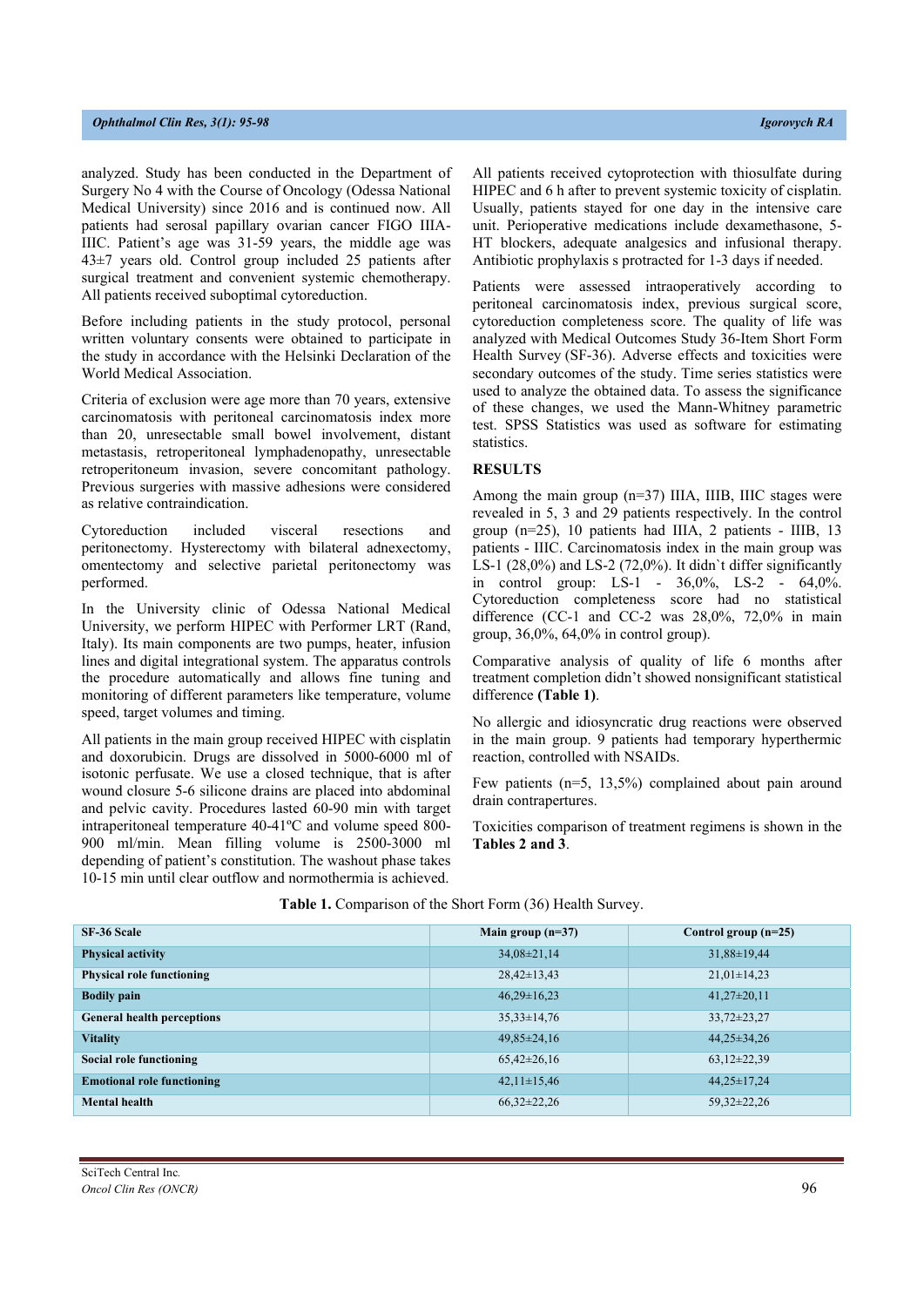analyzed. Study has been conducted in the Department of Surgery No 4 with the Course of Oncology (Odessa National Medical University) since 2016 and is continued now. All patients had serosal papillary ovarian cancer FIGO IIIA-IIIC. Patient's age was 31-59 years, the middle age was 43±7 years old. Control group included 25 patients after surgical treatment and convenient systemic chemotherapy. All patients received suboptimal cytoreduction.

Before including patients in the study protocol, personal written voluntary consents were obtained to participate in the study in accordance with the Helsinki Declaration of the World Medical Association.

Criteria of exclusion were age more than 70 years, extensive carcinomatosis with peritoneal carcinomatosis index more than 20, unresectable small bowel involvement, distant metastasis, retroperitoneal lymphadenopathy, unresectable retroperitoneum invasion, severe concomitant pathology. Previous surgeries with massive adhesions were considered as relative contraindication.

Cytoreduction included visceral resections and peritonectomy. Hysterectomy with bilateral adnexectomy, omentectomy and selective parietal peritonectomy was performed.

In the University clinic of Odessa National Medical University, we perform HIPEC with Performer LRT (Rand, Italy). Its main components are two pumps, heater, infusion lines and digital integrational system. The apparatus controls the procedure automatically and allows fine tuning and monitoring of different parameters like temperature, volume speed, target volumes and timing.

All patients in the main group received HIPEC with cisplatin and doxorubicin. Drugs are dissolved in 5000-6000 ml of isotonic perfusate. We use a closed technique, that is after wound closure 5-6 silicone drains are placed into abdominal and pelvic cavity. Procedures lasted 60-90 min with target intraperitoneal temperature 40-41ºC and volume speed 800-900 ml/min. Mean filling volume is 2500-3000 ml depending of patient's constitution. The washout phase takes 10-15 min until clear outflow and normothermia is achieved.

All patients received cytoprotection with thiosulfate during HIPEC and 6 h after to prevent systemic toxicity of cisplatin. Usually, patients stayed for one day in the intensive care unit. Perioperative medications include dexamethasone, 5-HT blockers, adequate analgesics and infusional therapy. Antibiotic prophylaxis s protracted for 1-3 days if needed.

Patients were assessed intraoperatively according to peritoneal carcinomatosis index, previous surgical score, cytoreduction completeness score. The quality of life was analyzed with Medical Outcomes Study 36-Item Short Form Health Survey (SF-36). Adverse effects and toxicities were secondary outcomes of the study. Time series statistics were used to analyze the obtained data. To assess the significance of these changes, we used the Mann-Whitney parametric test. SPSS Statistics was used as software for estimating statistics.

## RESULTS

Among the main group (n=37) IIIA, IIIB, IIIC stages were revealed in 5, 3 and 29 patients respectively. In the control group (n=25), 10 patients had IIIA, 2 patients - IIIB, 13 patients - IIIC. Carcinomatosis index in the main group was LS-1 (28,0%) and LS-2 (72,0%). It didn`t differ significantly in control group: LS-1 - 36,0%, LS-2 - 64,0%. Cytoreduction completeness score had no statistical difference (CC-1 and CC-2 was 28,0%, 72,0% in main group, 36,0%, 64,0% in control group).

Comparative analysis of quality of life 6 months after treatment completion didn't showed nonsignificant statistical difference **(Table 1)**.

No allergic and idiosyncratic drug reactions were observed in the main group. 9 patients had temporary hyperthermic reaction, controlled with NSAIDs.

Few patients (n=5, 13,5%) complained about pain around drain contrapertures.

Toxicities comparison of treatment regimens is shown in the **Tables 2 and 3**.

**Table 1.** Comparison of the Short Form (36) Health Survey.

| SF-36 Scale | Main group (n=37) | Control group (n=25) |
|---|---|---|
| **Physical activity** | 34,08±21,14 | 31,88±19,44 |
| **Physical role functioning** | 28,42±13,43 | 21,01±14,23 |
| **Bodily pain** | 46,29±16,23 | 41,27±20,11 |
| **General health perceptions** | 35,33±14,76 | 33,72±23,27 |
| **Vitality** | 49,85±24,16 | 44,25±34,26 |
| **Social role functioning** | 65,42±26,16 | 63,12±22,39 |
| **Emotional role functioning** | 42,11±15,46 | 44,25±17,24 |
| **Mental health** | 66,32±22,26 | 59,32±22,26 |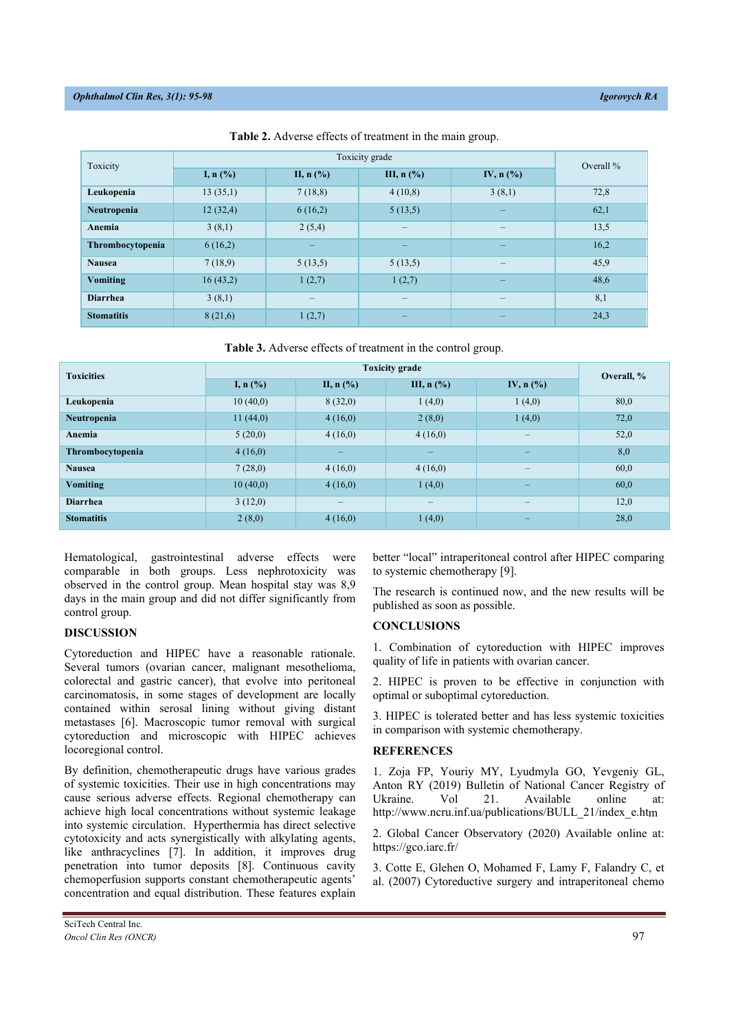**Table 2.** Adverse effects of treatment in the main group.

| Toxicity | Toxicity grade | | | | Overall % |
|---|---|---|---|---|---|
| | I, n (%) | II, n (%) | III, n (%) | IV, n (%) | |
| **Leukopenia** | 13 (35,1) | 7 (18,8) | 4 (10,8) | 3 (8,1) | 72,8 |
| **Neutropenia** | 12 (32,4) | 6 (16,2) | 5 (13,5) | – | 62,1 |
| **Anemia** | 3 (8,1) | 2 (5,4) | – | – | 13,5 |
| **Thrombocytopenia** | 6 (16,2) | – | – | – | 16,2 |
| **Nausea** | 7 (18,9) | 5 (13,5) | 5 (13,5) | – | 45,9 |
| **Vomiting** | 16 (43,2) | 1 (2,7) | 1 (2,7) | – | 48,6 |
| **Diarrhea** | 3 (8,1) | – | – | – | 8,1 |
| **Stomatitis** | 8 (21,6) | 1 (2,7) | – | – | 24,3 |

**Table 3.** Adverse effects of treatment in the control group.

| **Toxicities** | **Toxicity grade** | | | | **Overall, %** |
|---|---|---|---|---|---|
| | **I, n (%)** | **II, n (%)** | **III, n (%)** | **IV, n (%)** | |
| **Leukopenia** | 10 (40,0) | 8 (32,0) | 1 (4,0) | 1 (4,0) | 80,0 |
| **Neutropenia** | 11 (44,0) | 4 (16,0) | 2 (8,0) | 1 (4,0) | 72,0 |
| **Anemia** | 5 (20,0) | 4 (16,0) | 4 (16,0) | – | 52,0 |
| **Thrombocytopenia** | 4 (16,0) | – | – | – | 8,0 |
| **Nausea** | 7 (28,0) | 4 (16,0) | 4 (16,0) | – | 60,0 |
| **Vomiting** | 10 (40,0) | 4 (16,0) | 1 (4,0) | – | 60,0 |
| **Diarrhea** | 3 (12,0) | – | – | – | 12,0 |
| **Stomatitis** | 2 (8,0) | 4 (16,0) | 1 (4,0) | – | 28,0 |

Hematological, gastrointestinal adverse effects were comparable in both groups. Less nephrotoxicity was observed in the control group. Mean hospital stay was 8,9 days in the main group and did not differ significantly from control group.

## DISCUSSION

Cytoreduction and HIPEC have a reasonable rationale. Several tumors (ovarian cancer, malignant mesothelioma, colorectal and gastric cancer), that evolve into peritoneal carcinomatosis, in some stages of development are locally contained within serosal lining without giving distant metastases [6]. Macroscopic tumor removal with surgical cytoreduction and microscopic with HIPEC achieves locoregional control.

By definition, chemotherapeutic drugs have various grades of systemic toxicities. Their use in high concentrations may cause serious adverse effects. Regional chemotherapy can achieve high local concentrations without systemic leakage into systemic circulation. Hyperthermia has direct selective cytotoxicity and acts synergistically with alkylating agents, like anthracyclines [7]. In addition, it improves drug penetration into tumor deposits [8]. Continuous cavity chemoperfusion supports constant chemotherapeutic agents' concentration and equal distribution. These features explain better "local" intraperitoneal control after HIPEC comparing to systemic chemotherapy [9].

The research is continued now, and the new results will be published as soon as possible.

## CONCLUSIONS

1. Combination of cytoreduction with HIPEC improves quality of life in patients with ovarian cancer.

2. HIPEC is proven to be effective in conjunction with optimal or suboptimal cytoreduction.

3. HIPEC is tolerated better and has less systemic toxicities in comparison with systemic chemotherapy.

## REFERENCES

1. Zoja FP, Youriy MY, Lyudmyla GO, Yevgeniy GL, Anton RY (2019) Bulletin of National Cancer Registry of Ukraine. Vol 21. Available online at: http://www.ncru.inf.ua/publications/BULL_21/index_e.htm

2. Global Cancer Observatory (2020) Available online at: https://gco.iarc.fr/

3. Cotte E, Glehen O, Mohamed F, Lamy F, Falandry C, et al. (2007) Cytoreductive surgery and intraperitoneal chemo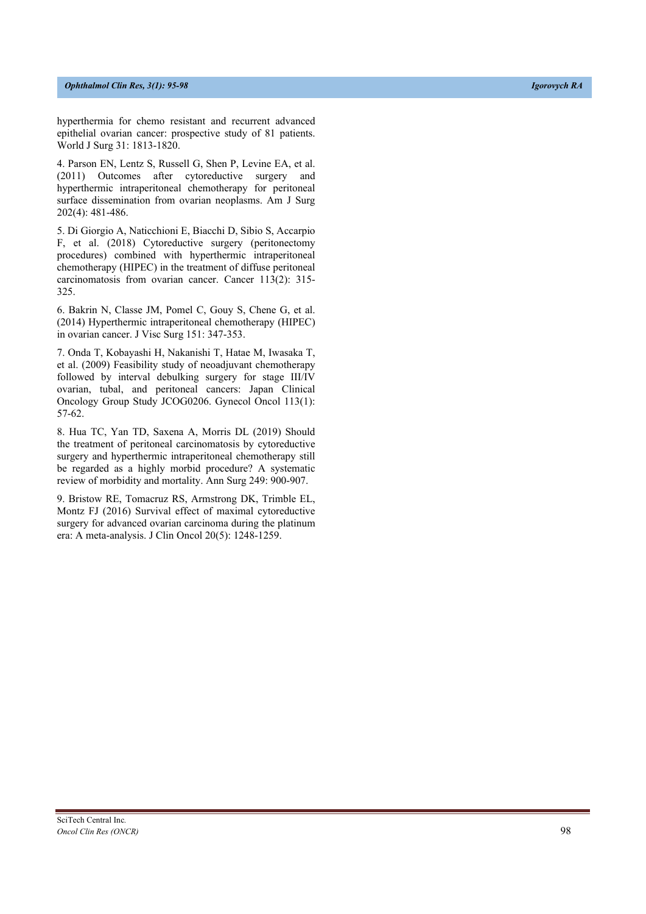hyperthermia for chemo resistant and recurrent advanced epithelial ovarian cancer: prospective study of 81 patients. World J Surg 31: 1813-1820.

4. Parson EN, Lentz S, Russell G, Shen P, Levine EA, et al. (2011) Outcomes after cytoreductive surgery and hyperthermic intraperitoneal chemotherapy for peritoneal surface dissemination from ovarian neoplasms. Am J Surg 202(4): 481-486.

5. Di Giorgio A, Naticchioni E, Biacchi D, Sibio S, Accarpio F, et al. (2018) Cytoreductive surgery (peritonectomy procedures) combined with hyperthermic intraperitoneal chemotherapy (HIPEC) in the treatment of diffuse peritoneal carcinomatosis from ovarian cancer. Cancer 113(2): 315-325.

6. Bakrin N, Classe JM, Pomel C, Gouy S, Chene G, et al. (2014) Hyperthermic intraperitoneal chemotherapy (HIPEC) in ovarian cancer. J Visc Surg 151: 347-353.

7. Onda T, Kobayashi H, Nakanishi T, Hatae M, Iwasaka T, et al. (2009) Feasibility study of neoadjuvant chemotherapy followed by interval debulking surgery for stage III/IV ovarian, tubal, and peritoneal cancers: Japan Clinical Oncology Group Study JCOG0206. Gynecol Oncol 113(1): 57-62.

8. Hua TC, Yan TD, Saxena A, Morris DL (2019) Should the treatment of peritoneal carcinomatosis by cytoreductive surgery and hyperthermic intraperitoneal chemotherapy still be regarded as a highly morbid procedure? A systematic review of morbidity and mortality. Ann Surg 249: 900-907.

9. Bristow RE, Tomacruz RS, Armstrong DK, Trimble EL, Montz FJ (2016) Survival effect of maximal cytoreductive surgery for advanced ovarian carcinoma during the platinum era: A meta-analysis. J Clin Oncol 20(5): 1248-1259.